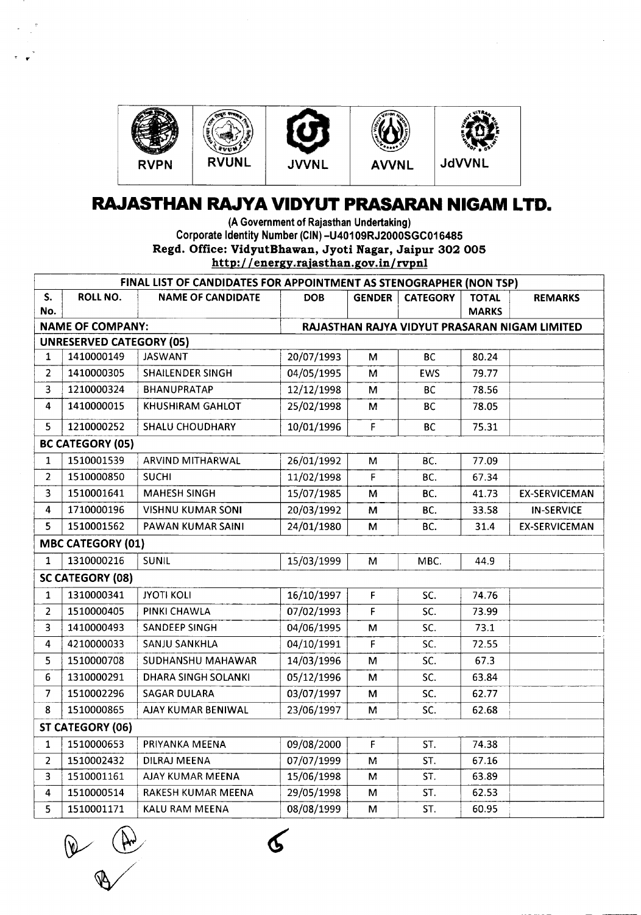RVPN | RVUNL | JVVNL | AVVNL | JdVVNL

# RAJASTHAN RAJYA VIDYUT PRASARAN NIGAM LTD.

**(A Government of Rajasthan Undertaking)**
**Corporate Identity Number (CIN) -U40109RJ2000SGC016485**
**Regd. Office: VidyutBhawan, Jyoti Nagar, Jaipur 302 005**
**http://energy.rajasthan.gov.in/rvpnl**

| FINAL LIST OF CANDIDATES FOR APPOINTMENT AS STENOGRAPHER (NON TSP) | | | | | | | |
|---|---|---|---|---|---|---|---|
| S. No. | ROLL NO. | NAME OF CANDIDATE | DOB | GENDER | CATEGORY | TOTAL MARKS | REMARKS |
| NAME OF COMPANY: | | | RAJASTHAN RAJYA VIDYUT PRASARAN NIGAM LIMITED | | | | |
| UNRESERVED CATEGORY (05) | | | | | | | |
| 1 | 1410000149 | JASWANT | 20/07/1993 | M | BC | 80.24 | |
| 2 | 1410000305 | SHAILENDER SINGH | 04/05/1995 | M | EWS | 79.77 | |
| 3 | 1210000324 | BHANUPRATAP | 12/12/1998 | M | BC | 78.56 | |
| 4 | 1410000015 | KHUSHIRAM GAHLOT | 25/02/1998 | M | BC | 78.05 | |
| 5 | 1210000252 | SHALU CHOUDHARY | 10/01/1996 | F | BC | 75.31 | |
| BC CATEGORY (05) | | | | | | | |
| 1 | 1510001539 | ARVIND MITHARWAL | 26/01/1992 | M | BC. | 77.09 | |
| 2 | 1510000850 | SUCHI | 11/02/1998 | F | BC. | 67.34 | |
| 3 | 1510001641 | MAHESH SINGH | 15/07/1985 | M | BC. | 41.73 | EX-SERVICEMAN |
| 4 | 1710000196 | VISHNU KUMAR SONI | 20/03/1992 | M | BC. | 33.58 | IN-SERVICE |
| 5 | 1510001562 | PAWAN KUMAR SAINI | 24/01/1980 | M | BC. | 31.4 | EX-SERVICEMAN |
| MBC CATEGORY (01) | | | | | | | |
| 1 | 1310000216 | SUNIL | 15/03/1999 | M | MBC. | 44.9 | |
| SC CATEGORY (08) | | | | | | | |
| 1 | 1310000341 | JYOTI KOLI | 16/10/1997 | F | SC. | 74.76 | |
| 2 | 1510000405 | PINKI CHAWLA | 07/02/1993 | F | SC. | 73.99 | |
| 3 | 1410000493 | SANDEEP SINGH | 04/06/1995 | M | SC. | 73.1 | |
| 4 | 4210000033 | SANJU SANKHLA | 04/10/1991 | F | SC. | 72.55 | |
| 5 | 1510000708 | SUDHANSHU MAHAWAR | 14/03/1996 | M | SC. | 67.3 | |
| 6 | 1310000291 | DHARA SINGH SOLANKI | 05/12/1996 | M | SC. | 63.84 | |
| 7 | 1510002296 | SAGAR DULARA | 03/07/1997 | M | SC. | 62.77 | |
| 8 | 1510000865 | AJAY KUMAR BENIWAL | 23/06/1997 | M | SC. | 62.68 | |
| ST CATEGORY (06) | | | | | | | |
| 1 | 1510000653 | PRIYANKA MEENA | 09/08/2000 | F | ST. | 74.38 | |
| 2 | 1510002432 | DILRAJ MEENA | 07/07/1999 | M | ST. | 67.16 | |
| 3 | 1510001161 | AJAY KUMAR MEENA | 15/06/1998 | M | ST. | 63.89 | |
| 4 | 1510000514 | RAKESH KUMAR MEENA | 29/05/1998 | M | ST. | 62.53 | |
| 5 | 1510001171 | KALU RAM MEENA | 08/08/1999 | M | ST. | 60.95 | |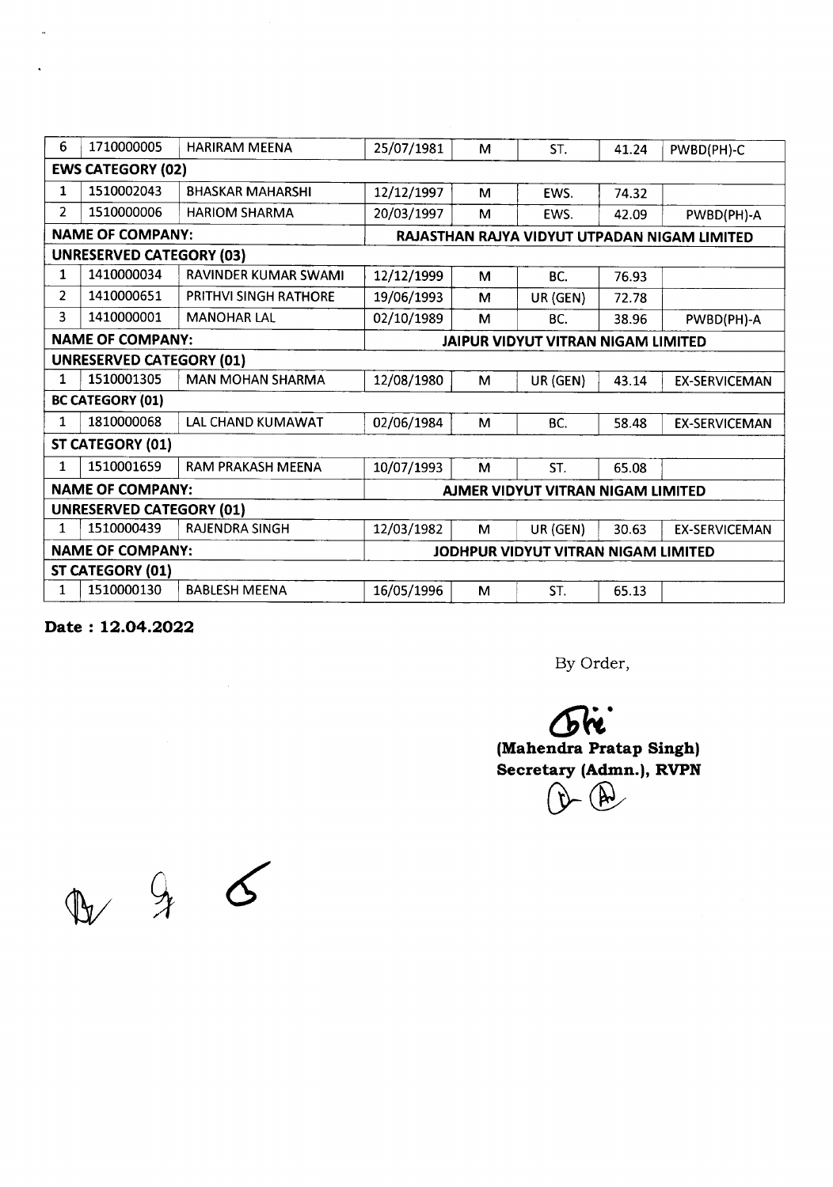| 6 | 1710000005 | HARIRAM MEENA | 25/07/1981 | M | ST. | 41.24 | PWBD(PH)-C |
|---|---|---|---|---|---|---|---|
| **EWS CATEGORY (02)** | | | | | | | |
| 1 | 1510002043 | BHASKAR MAHARSHI | 12/12/1997 | M | EWS. | 74.32 | |
| 2 | 1510000006 | HARIOM SHARMA | 20/03/1997 | M | EWS. | 42.09 | PWBD(PH)-A |
| **NAME OF COMPANY:** | | | **RAJASTHAN RAJYA VIDYUT UTPADAN NIGAM LIMITED** | | | | |
| **UNRESERVED CATEGORY (03)** | | | | | | | |
| 1 | 1410000034 | RAVINDER KUMAR SWAMI | 12/12/1999 | M | BC. | 76.93 | |
| 2 | 1410000651 | PRITHVI SINGH RATHORE | 19/06/1993 | M | UR (GEN) | 72.78 | |
| 3 | 1410000001 | MANOHAR LAL | 02/10/1989 | M | BC. | 38.96 | PWBD(PH)-A |
| **NAME OF COMPANY:** | | | **JAIPUR VIDYUT VITRAN NIGAM LIMITED** | | | | |
| **UNRESERVED CATEGORY (01)** | | | | | | | |
| 1 | 1510001305 | MAN MOHAN SHARMA | 12/08/1980 | M | UR (GEN) | 43.14 | EX-SERVICEMAN |
| **BC CATEGORY (01)** | | | | | | | |
| 1 | 1810000068 | LAL CHAND KUMAWAT | 02/06/1984 | M | BC. | 58.48 | EX-SERVICEMAN |
| **ST CATEGORY (01)** | | | | | | | |
| 1 | 1510001659 | RAM PRAKASH MEENA | 10/07/1993 | M | ST. | 65.08 | |
| **NAME OF COMPANY:** | | | **AJMER VIDYUT VITRAN NIGAM LIMITED** | | | | |
| **UNRESERVED CATEGORY (01)** | | | | | | | |
| 1 | 1510000439 | RAJENDRA SINGH | 12/03/1982 | M | UR (GEN) | 30.63 | EX-SERVICEMAN |
| **NAME OF COMPANY:** | | | **JODHPUR VIDYUT VITRAN NIGAM LIMITED** | | | | |
| **ST CATEGORY (01)** | | | | | | | |
| 1 | 1510000130 | BABLESH MEENA | 16/05/1996 | M | ST. | 65.13 | |

**Date : 12.04.2022**

By Order,

**(Mahendra Pratap Singh)**
**Secretary (Admn.), RVPN**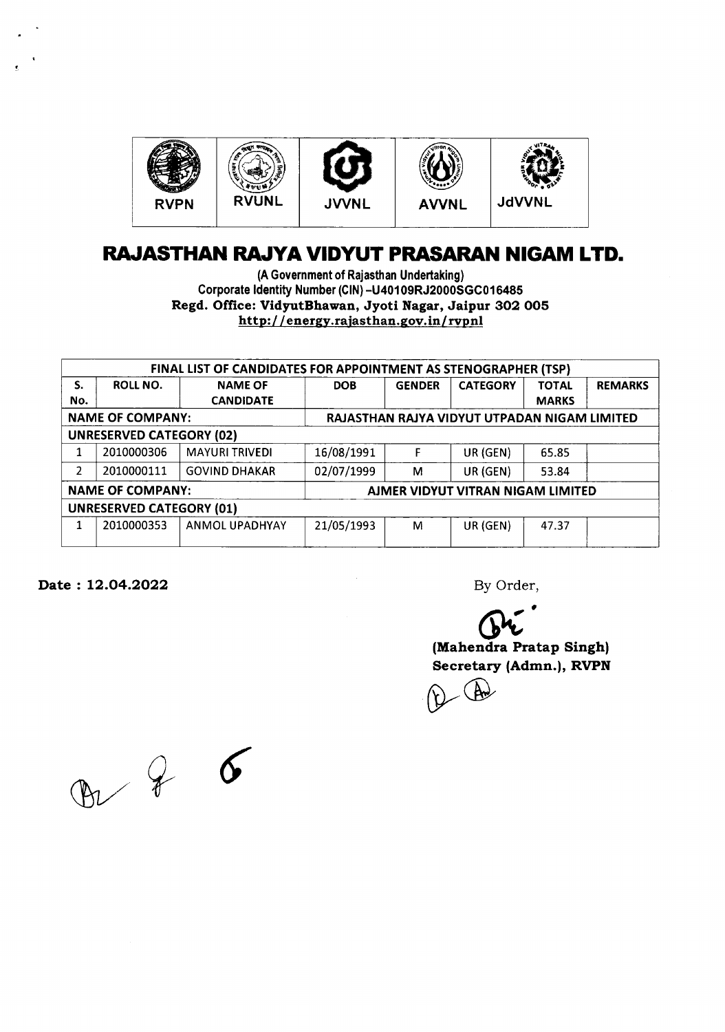RVPN | RVUNL | JVVNL | AVVNL | JdVVNL

# RAJASTHAN RAJYA VIDYUT PRASARAN NIGAM LTD.

**(A Government of Rajasthan Undertaking)**
**Corporate Identity Number (CIN) –U40109RJ2000SGC016485**
**Regd. Office: VidyutBhawan, Jyoti Nagar, Jaipur 302 005**
**http://energy.rajasthan.gov.in/rvpnl**

| FINAL LIST OF CANDIDATES FOR APPOINTMENT AS STENOGRAPHER (TSP) | | | | | | | |
|---|---|---|---|---|---|---|---|
| S. No. | ROLL NO. | NAME OF CANDIDATE | DOB | GENDER | CATEGORY | TOTAL MARKS | REMARKS |
| NAME OF COMPANY: | | | RAJASTHAN RAJYA VIDYUT UTPADAN NIGAM LIMITED | | | | |
| UNRESERVED CATEGORY (02) | | | | | | | |
| 1 | 2010000306 | MAYURI TRIVEDI | 16/08/1991 | F | UR (GEN) | 65.85 | |
| 2 | 2010000111 | GOVIND DHAKAR | 02/07/1999 | M | UR (GEN) | 53.84 | |
| NAME OF COMPANY: | | | AJMER VIDYUT VITRAN NIGAM LIMITED | | | | |
| UNRESERVED CATEGORY (01) | | | | | | | |
| 1 | 2010000353 | ANMOL UPADHYAY | 21/05/1993 | M | UR (GEN) | 47.37 | |

**Date : 12.04.2022**

By Order,

**(Mahendra Pratap Singh)**
**Secretary (Admn.), RVPN**